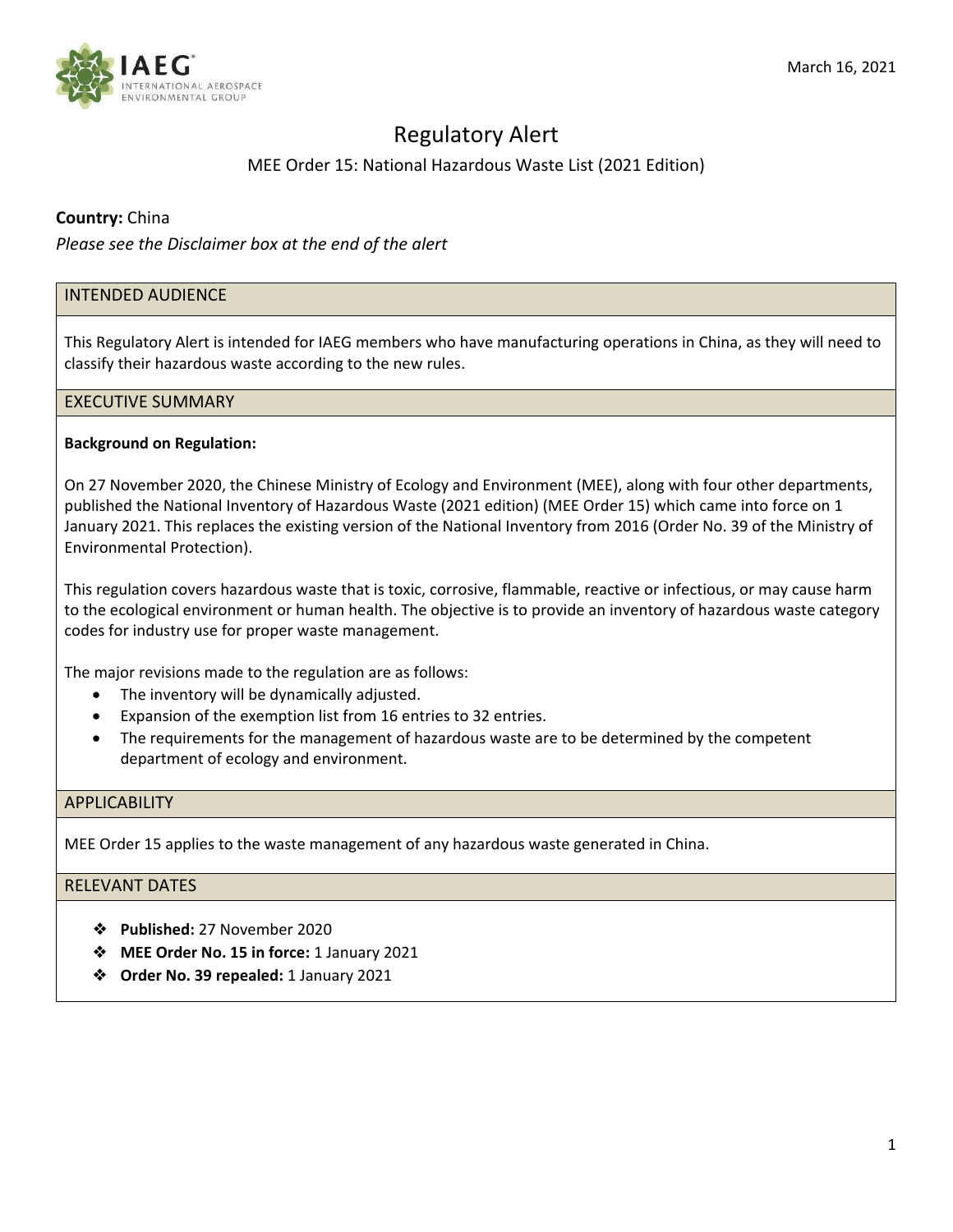March 16, 2021

# Regulatory Alert

MEE Order 15: National Hazardous Waste List (2021 Edition)

**Country:** China

*Please see the Disclaimer box at the end of the alert*

## INTENDED AUDIENCE

This Regulatory Alert is intended for IAEG members who have manufacturing operations in China, as they will need to classify their hazardous waste according to the new rules.

## EXECUTIVE SUMMARY

**Background on Regulation:**

On 27 November 2020, the Chinese Ministry of Ecology and Environment (MEE), along with four other departments, published the National Inventory of Hazardous Waste (2021 edition) (MEE Order 15) which came into force on 1 January 2021. This replaces the existing version of the National Inventory from 2016 (Order No. 39 of the Ministry of Environmental Protection).

This regulation covers hazardous waste that is toxic, corrosive, flammable, reactive or infectious, or may cause harm to the ecological environment or human health. The objective is to provide an inventory of hazardous waste category codes for industry use for proper waste management.

The major revisions made to the regulation are as follows:

- The inventory will be dynamically adjusted.
- Expansion of the exemption list from 16 entries to 32 entries.
- The requirements for the management of hazardous waste are to be determined by the competent department of ecology and environment.

## APPLICABILITY

MEE Order 15 applies to the waste management of any hazardous waste generated in China.

## RELEVANT DATES

- **Published:** 27 November 2020
- **MEE Order No. 15 in force:** 1 January 2021
- **Order No. 39 repealed:** 1 January 2021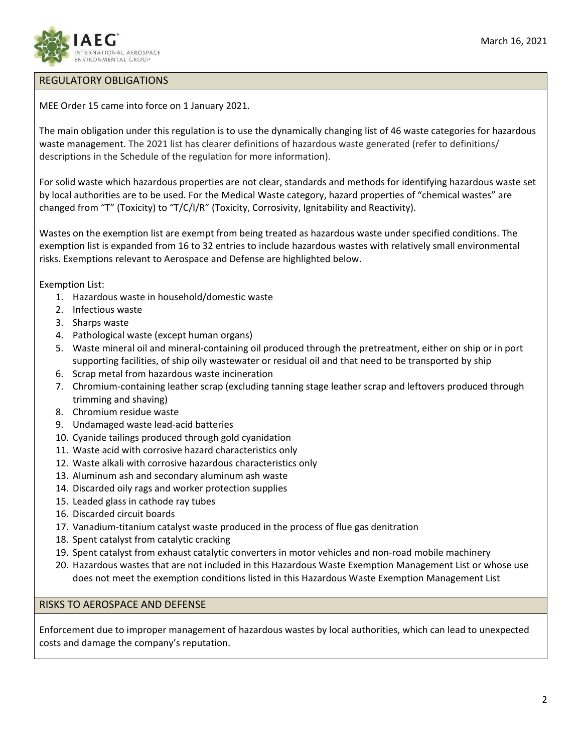## REGULATORY OBLIGATIONS

MEE Order 15 came into force on 1 January 2021.

The main obligation under this regulation is to use the dynamically changing list of 46 waste categories for hazardous waste management. The 2021 list has clearer definitions of hazardous waste generated (refer to definitions/ descriptions in the Schedule of the regulation for more information).

For solid waste which hazardous properties are not clear, standards and methods for identifying hazardous waste set by local authorities are to be used. For the Medical Waste category, hazard properties of "chemical wastes" are changed from "T" (Toxicity) to "T/C/I/R" (Toxicity, Corrosivity, Ignitability and Reactivity).

Wastes on the exemption list are exempt from being treated as hazardous waste under specified conditions. The exemption list is expanded from 16 to 32 entries to include hazardous wastes with relatively small environmental risks. Exemptions relevant to Aerospace and Defense are highlighted below.

Exemption List:

1. Hazardous waste in household/domestic waste
2. Infectious waste
3. Sharps waste
4. Pathological waste (except human organs)
5. Waste mineral oil and mineral-containing oil produced through the pretreatment, either on ship or in port supporting facilities, of ship oily wastewater or residual oil and that need to be transported by ship
6. Scrap metal from hazardous waste incineration
7. Chromium-containing leather scrap (excluding tanning stage leather scrap and leftovers produced through trimming and shaving)
8. Chromium residue waste
9. Undamaged waste lead-acid batteries
10. Cyanide tailings produced through gold cyanidation
11. Waste acid with corrosive hazard characteristics only
12. Waste alkali with corrosive hazardous characteristics only
13. Aluminum ash and secondary aluminum ash waste
14. Discarded oily rags and worker protection supplies
15. Leaded glass in cathode ray tubes
16. Discarded circuit boards
17. Vanadium-titanium catalyst waste produced in the process of flue gas denitration
18. Spent catalyst from catalytic cracking
19. Spent catalyst from exhaust catalytic converters in motor vehicles and non-road mobile machinery
20. Hazardous wastes that are not included in this Hazardous Waste Exemption Management List or whose use does not meet the exemption conditions listed in this Hazardous Waste Exemption Management List

## RISKS TO AEROSPACE AND DEFENSE

Enforcement due to improper management of hazardous wastes by local authorities, which can lead to unexpected costs and damage the company's reputation.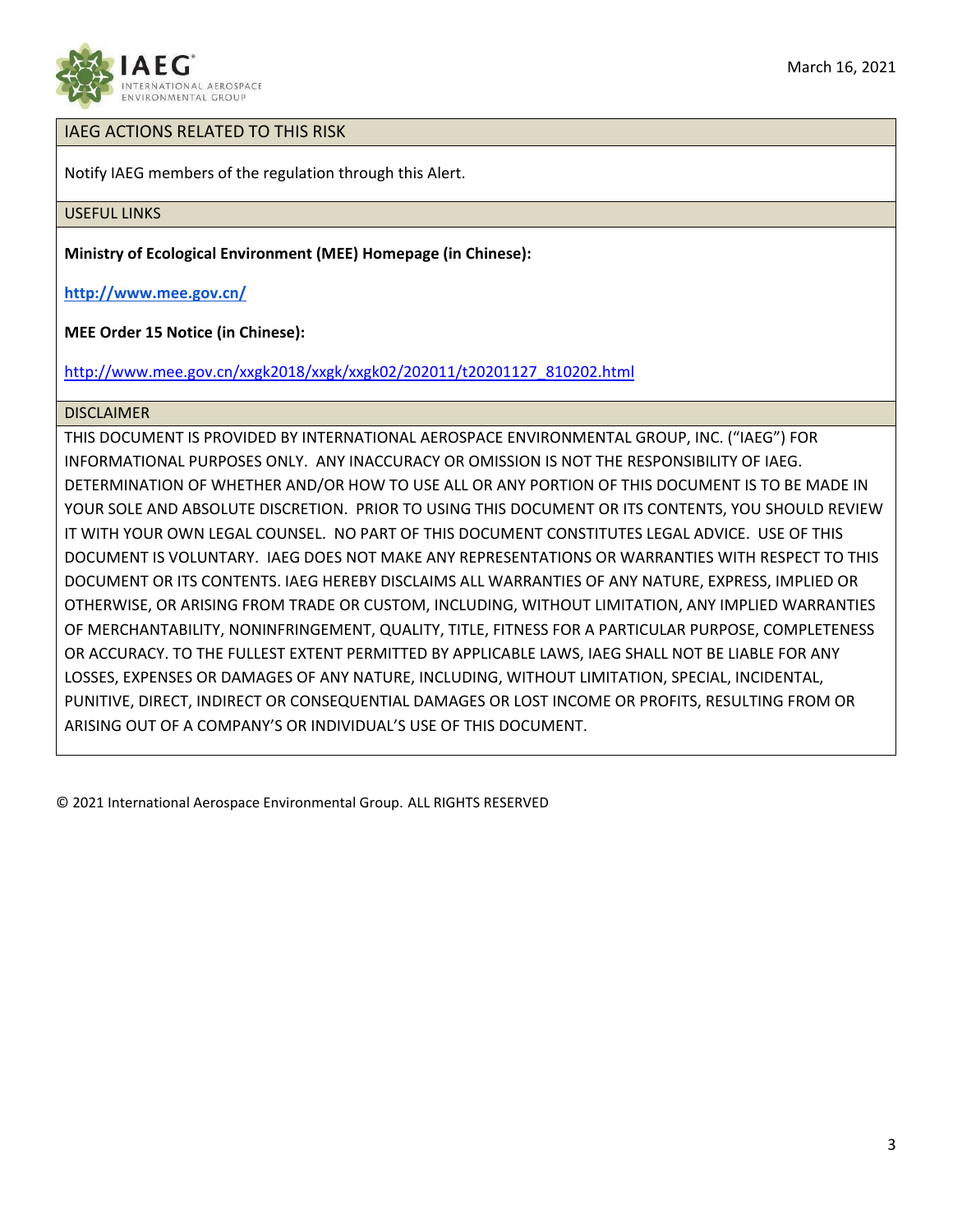## IAEG ACTIONS RELATED TO THIS RISK

Notify IAEG members of the regulation through this Alert.

## USEFUL LINKS

**Ministry of Ecological Environment (MEE) Homepage (in Chinese):**

**http://www.mee.gov.cn/**

**MEE Order 15 Notice (in Chinese):**

http://www.mee.gov.cn/xxgk2018/xxgk/xxgk02/202011/t20201127_810202.html

## DISCLAIMER

THIS DOCUMENT IS PROVIDED BY INTERNATIONAL AEROSPACE ENVIRONMENTAL GROUP, INC. ("IAEG") FOR INFORMATIONAL PURPOSES ONLY. ANY INACCURACY OR OMISSION IS NOT THE RESPONSIBILITY OF IAEG. DETERMINATION OF WHETHER AND/OR HOW TO USE ALL OR ANY PORTION OF THIS DOCUMENT IS TO BE MADE IN YOUR SOLE AND ABSOLUTE DISCRETION. PRIOR TO USING THIS DOCUMENT OR ITS CONTENTS, YOU SHOULD REVIEW IT WITH YOUR OWN LEGAL COUNSEL. NO PART OF THIS DOCUMENT CONSTITUTES LEGAL ADVICE. USE OF THIS DOCUMENT IS VOLUNTARY. IAEG DOES NOT MAKE ANY REPRESENTATIONS OR WARRANTIES WITH RESPECT TO THIS DOCUMENT OR ITS CONTENTS. IAEG HEREBY DISCLAIMS ALL WARRANTIES OF ANY NATURE, EXPRESS, IMPLIED OR OTHERWISE, OR ARISING FROM TRADE OR CUSTOM, INCLUDING, WITHOUT LIMITATION, ANY IMPLIED WARRANTIES OF MERCHANTABILITY, NONINFRINGEMENT, QUALITY, TITLE, FITNESS FOR A PARTICULAR PURPOSE, COMPLETENESS OR ACCURACY. TO THE FULLEST EXTENT PERMITTED BY APPLICABLE LAWS, IAEG SHALL NOT BE LIABLE FOR ANY LOSSES, EXPENSES OR DAMAGES OF ANY NATURE, INCLUDING, WITHOUT LIMITATION, SPECIAL, INCIDENTAL, PUNITIVE, DIRECT, INDIRECT OR CONSEQUENTIAL DAMAGES OR LOST INCOME OR PROFITS, RESULTING FROM OR ARISING OUT OF A COMPANY'S OR INDIVIDUAL'S USE OF THIS DOCUMENT.

© 2021 International Aerospace Environmental Group. ALL RIGHTS RESERVED